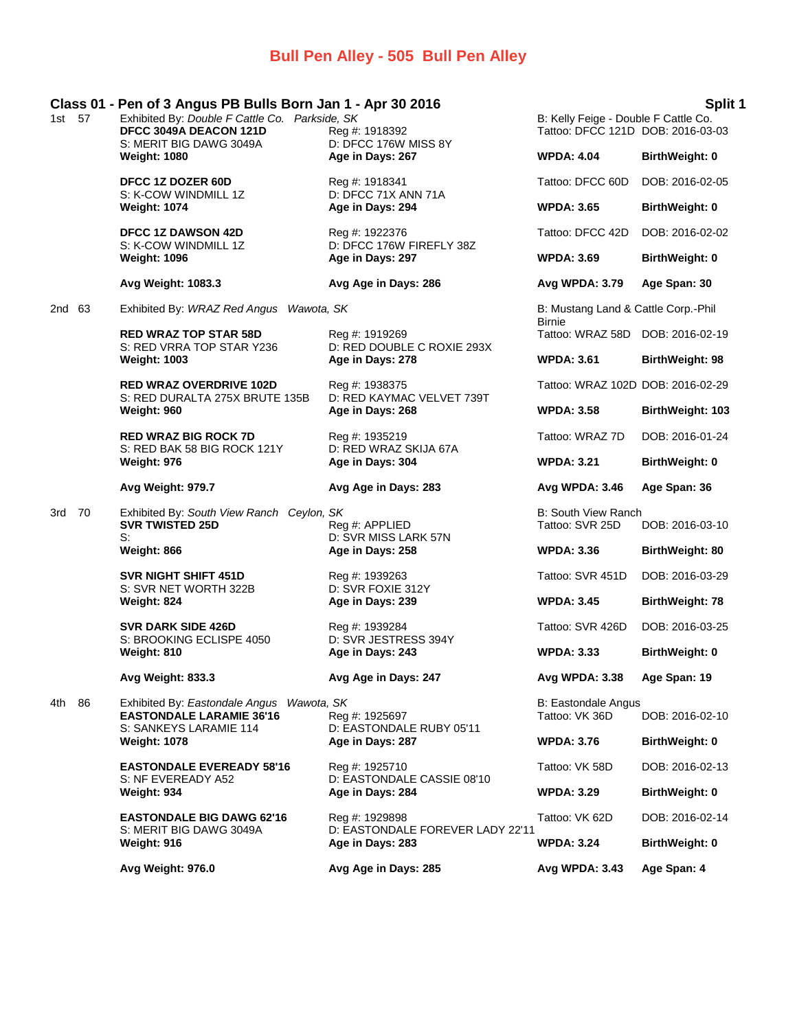# Bull Pen Alley - 505 Bull Pen Alley

## Class 01 - Pen of 3 Angus PB Bulls Born Jan 1 - Apr 30 2016 — Split 1

**1st 57** — Exhibited By: *Double F Cattle Co. Parkside, SK* — B: Kelly Feige - Double F Cattle Co.

**DFCC 3049A DEACON 121D** — Reg #: 1918392 — Tattoo: DFCC 121D — DOB: 2016-03-03
S: MERIT BIG DAWG 3049A — D: DFCC 176W MISS 8Y
**Weight: 1080** — **Age in Days: 267** — **WPDA: 4.04** — **BirthWeight: 0**

**DFCC 1Z DOZER 60D** — Reg #: 1918341 — Tattoo: DFCC 60D — DOB: 2016-02-05
S: K-COW WINDMILL 1Z — D: DFCC 71X ANN 71A
**Weight: 1074** — **Age in Days: 294** — **WPDA: 3.65** — **BirthWeight: 0**

**DFCC 1Z DAWSON 42D** — Reg #: 1922376 — Tattoo: DFCC 42D — DOB: 2016-02-02
S: K-COW WINDMILL 1Z — D: DFCC 176W FIREFLY 38Z
**Weight: 1096** — **Age in Days: 297** — **WPDA: 3.69** — **BirthWeight: 0**

**Avg Weight: 1083.3** — **Avg Age in Days: 286** — **Avg WPDA: 3.79** — **Age Span: 30**

**2nd 63** — Exhibited By: *WRAZ Red Angus Wawota, SK* — B: Mustang Land & Cattle Corp.-Phil Birnie

**RED WRAZ TOP STAR 58D** — Reg #: 1919269 — Tattoo: WRAZ 58D — DOB: 2016-02-19
S: RED VRRA TOP STAR Y236 — D: RED DOUBLE C ROXIE 293X
**Weight: 1003** — **Age in Days: 278** — **WPDA: 3.61** — **BirthWeight: 98**

**RED WRAZ OVERDRIVE 102D** — Reg #: 1938375 — Tattoo: WRAZ 102D — DOB: 2016-02-29
S: RED DURALTA 275X BRUTE 135B — D: RED KAYMAC VELVET 739T
**Weight: 960** — **Age in Days: 268** — **WPDA: 3.58** — **BirthWeight: 103**

**RED WRAZ BIG ROCK 7D** — Reg #: 1935219 — Tattoo: WRAZ 7D — DOB: 2016-01-24
S: RED BAK 58 BIG ROCK 121Y — D: RED WRAZ SKIJA 67A
**Weight: 976** — **Age in Days: 304** — **WPDA: 3.21** — **BirthWeight: 0**

**Avg Weight: 979.7** — **Avg Age in Days: 283** — **Avg WPDA: 3.46** — **Age Span: 36**

**3rd 70** — Exhibited By: *South View Ranch Ceylon, SK* — B: South View Ranch

**SVR TWISTED 25D** — Reg #: APPLIED — Tattoo: SVR 25D — DOB: 2016-03-10
S: — D: SVR MISS LARK 57N
**Weight: 866** — **Age in Days: 258** — **WPDA: 3.36** — **BirthWeight: 80**

**SVR NIGHT SHIFT 451D** — Reg #: 1939263 — Tattoo: SVR 451D — DOB: 2016-03-29
S: SVR NET WORTH 322B — D: SVR FOXIE 312Y
**Weight: 824** — **Age in Days: 239** — **WPDA: 3.45** — **BirthWeight: 78**

**SVR DARK SIDE 426D** — Reg #: 1939284 — Tattoo: SVR 426D — DOB: 2016-03-25
S: BROOKING ECLISPE 4050 — D: SVR JESTRESS 394Y
**Weight: 810** — **Age in Days: 243** — **WPDA: 3.33** — **BirthWeight: 0**

**Avg Weight: 833.3** — **Avg Age in Days: 247** — **Avg WPDA: 3.38** — **Age Span: 19**

**4th 86** — Exhibited By: *Eastondale Angus Wawota, SK* — B: Eastondale Angus

**EASTONDALE LARAMIE 36'16** — Reg #: 1925697 — Tattoo: VK 36D — DOB: 2016-02-10
S: SANKEYS LARAMIE 114 — D: EASTONDALE RUBY 05'11
**Weight: 1078** — **Age in Days: 287** — **WPDA: 3.76** — **BirthWeight: 0**

**EASTONDALE EVEREADY 58'16** — Reg #: 1925710 — Tattoo: VK 58D — DOB: 2016-02-13
S: NF EVEREADY A52 — D: EASTONDALE CASSIE 08'10
**Weight: 934** — **Age in Days: 284** — **WPDA: 3.29** — **BirthWeight: 0**

**EASTONDALE BIG DAWG 62'16** — Reg #: 1929898 — Tattoo: VK 62D — DOB: 2016-02-14
S: MERIT BIG DAWG 3049A — D: EASTONDALE FOREVER LADY 22'11
**Weight: 916** — **Age in Days: 283** — **WPDA: 3.24** — **BirthWeight: 0**

**Avg Weight: 976.0** — **Avg Age in Days: 285** — **Avg WPDA: 3.43** — **Age Span: 4**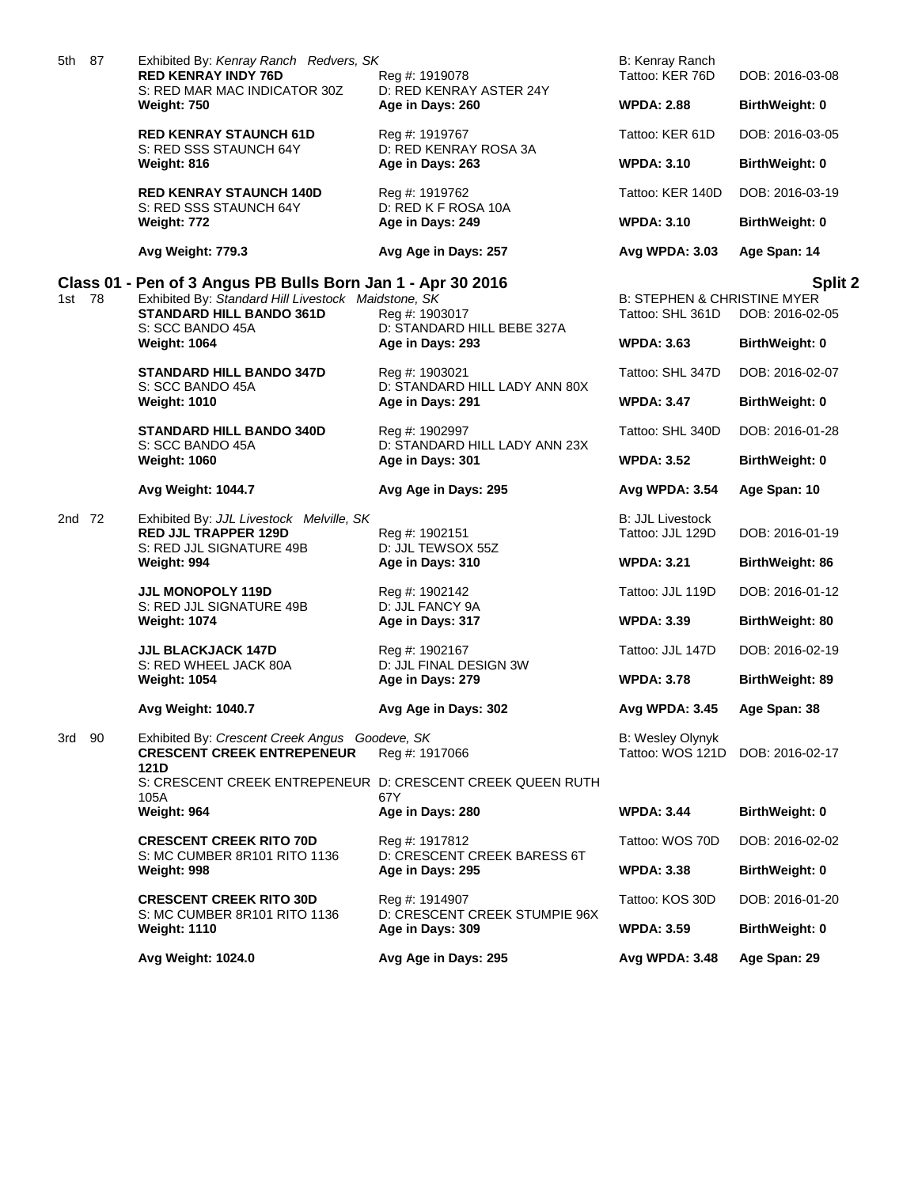5th 87 Exhibited By: *Kenray Ranch Redvers, SK* B: Kenray Ranch

| | | | |
|---|---|---|---|
| **RED KENRAY INDY 76D** | Reg #: 1919078 | Tattoo: KER 76D | DOB: 2016-03-08 |
| S: RED MAR MAC INDICATOR 30Z | D: RED KENRAY ASTER 24Y | | |
| **Weight: 750** | **Age in Days: 260** | **WPDA: 2.88** | **BirthWeight: 0** |
| **RED KENRAY STAUNCH 61D** | Reg #: 1919767 | Tattoo: KER 61D | DOB: 2016-03-05 |
| S: RED SSS STAUNCH 64Y | D: RED KENRAY ROSA 3A | | |
| **Weight: 816** | **Age in Days: 263** | **WPDA: 3.10** | **BirthWeight: 0** |
| **RED KENRAY STAUNCH 140D** | Reg #: 1919762 | Tattoo: KER 140D | DOB: 2016-03-19 |
| S: RED SSS STAUNCH 64Y | D: RED K F ROSA 10A | | |
| **Weight: 772** | **Age in Days: 249** | **WPDA: 3.10** | **BirthWeight: 0** |
| **Avg Weight: 779.3** | **Avg Age in Days: 257** | **Avg WPDA: 3.03** | **Age Span: 14** |

## Class 01 - Pen of 3 Angus PB Bulls Born Jan 1 - Apr 30 2016 — Split 2

1st 78 Exhibited By: *Standard Hill Livestock Maidstone, SK* B: STEPHEN & CHRISTINE MYER

| | | | |
|---|---|---|---|
| **STANDARD HILL BANDO 361D** | Reg #: 1903017 | Tattoo: SHL 361D | DOB: 2016-02-05 |
| S: SCC BANDO 45A | D: STANDARD HILL BEBE 327A | | |
| **Weight: 1064** | **Age in Days: 293** | **WPDA: 3.63** | **BirthWeight: 0** |
| **STANDARD HILL BANDO 347D** | Reg #: 1903021 | Tattoo: SHL 347D | DOB: 2016-02-07 |
| S: SCC BANDO 45A | D: STANDARD HILL LADY ANN 80X | | |
| **Weight: 1010** | **Age in Days: 291** | **WPDA: 3.47** | **BirthWeight: 0** |
| **STANDARD HILL BANDO 340D** | Reg #: 1902997 | Tattoo: SHL 340D | DOB: 2016-01-28 |
| S: SCC BANDO 45A | D: STANDARD HILL LADY ANN 23X | | |
| **Weight: 1060** | **Age in Days: 301** | **WPDA: 3.52** | **BirthWeight: 0** |
| **Avg Weight: 1044.7** | **Avg Age in Days: 295** | **Avg WPDA: 3.54** | **Age Span: 10** |

2nd 72 Exhibited By: *JJL Livestock Melville, SK* B: JJL Livestock

| | | | |
|---|---|---|---|
| **RED JJL TRAPPER 129D** | Reg #: 1902151 | Tattoo: JJL 129D | DOB: 2016-01-19 |
| S: RED JJL SIGNATURE 49B | D: JJL TEWSOX 55Z | | |
| **Weight: 994** | **Age in Days: 310** | **WPDA: 3.21** | **BirthWeight: 86** |
| **JJL MONOPOLY 119D** | Reg #: 1902142 | Tattoo: JJL 119D | DOB: 2016-01-12 |
| S: RED JJL SIGNATURE 49B | D: JJL FANCY 9A | | |
| **Weight: 1074** | **Age in Days: 317** | **WPDA: 3.39** | **BirthWeight: 80** |
| **JJL BLACKJACK 147D** | Reg #: 1902167 | Tattoo: JJL 147D | DOB: 2016-02-19 |
| S: RED WHEEL JACK 80A | D: JJL FINAL DESIGN 3W | | |
| **Weight: 1054** | **Age in Days: 279** | **WPDA: 3.78** | **BirthWeight: 89** |
| **Avg Weight: 1040.7** | **Avg Age in Days: 302** | **Avg WPDA: 3.45** | **Age Span: 38** |

3rd 90 Exhibited By: *Crescent Creek Angus Goodeve, SK* B: Wesley Olynyk

| | | | |
|---|---|---|---|
| **CRESCENT CREEK ENTREPENEUR 121D** | Reg #: 1917066 | Tattoo: WOS 121D | DOB: 2016-02-17 |
| S: CRESCENT CREEK ENTREPENEUR 105A | D: CRESCENT CREEK QUEEN RUTH 67Y | | |
| **Weight: 964** | **Age in Days: 280** | **WPDA: 3.44** | **BirthWeight: 0** |
| **CRESCENT CREEK RITO 70D** | Reg #: 1917812 | Tattoo: WOS 70D | DOB: 2016-02-02 |
| S: MC CUMBER 8R101 RITO 1136 | D: CRESCENT CREEK BARESS 6T | | |
| **Weight: 998** | **Age in Days: 295** | **WPDA: 3.38** | **BirthWeight: 0** |
| **CRESCENT CREEK RITO 30D** | Reg #: 1914907 | Tattoo: KOS 30D | DOB: 2016-01-20 |
| S: MC CUMBER 8R101 RITO 1136 | D: CRESCENT CREEK STUMPIE 96X | | |
| **Weight: 1110** | **Age in Days: 309** | **WPDA: 3.59** | **BirthWeight: 0** |
| **Avg Weight: 1024.0** | **Avg Age in Days: 295** | **Avg WPDA: 3.48** | **Age Span: 29** |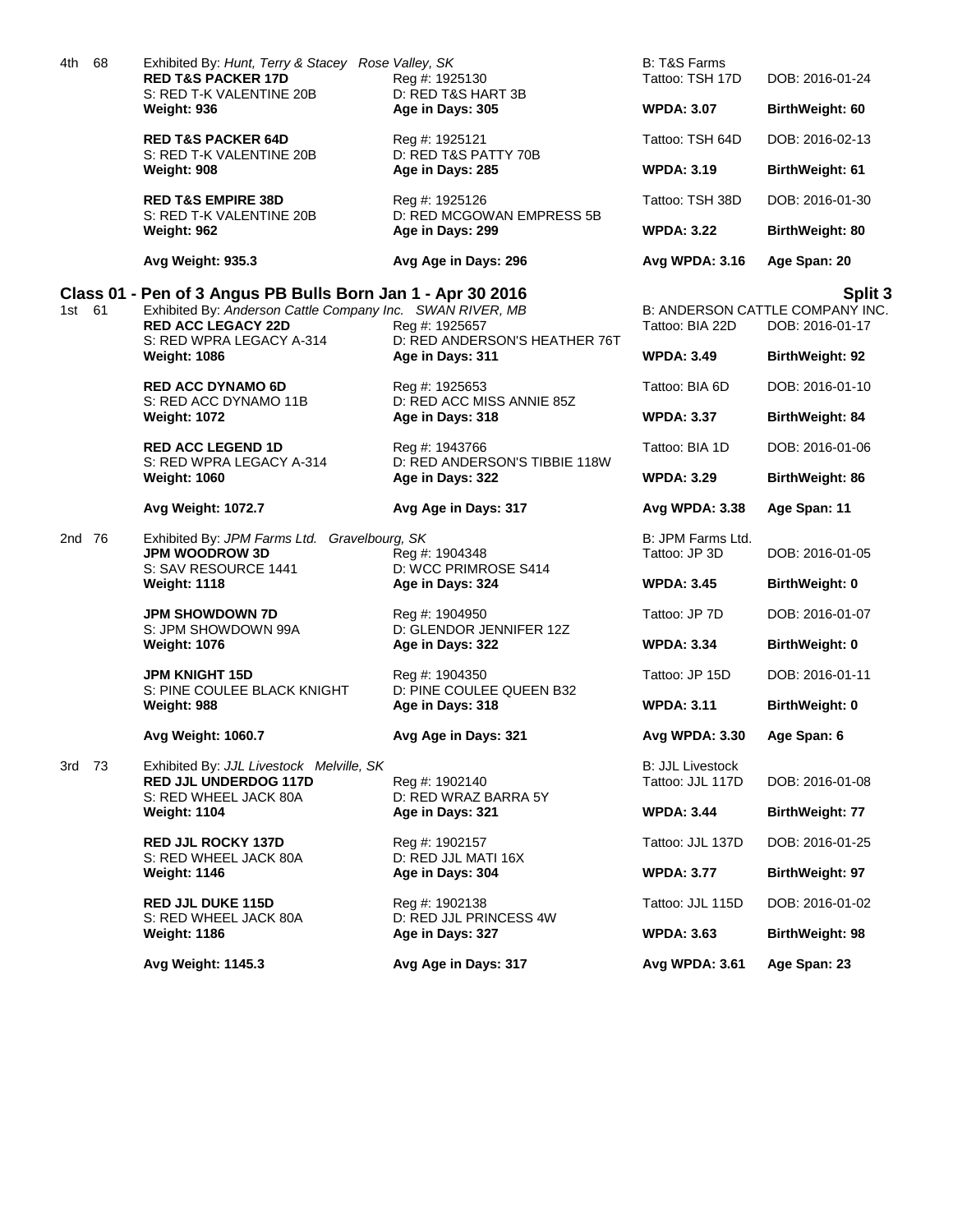4th 68 Exhibited By: *Hunt, Terry & Stacey Rose Valley, SK* B: T&S Farms

| | | | |
|---|---|---|---|
| **RED T&S PACKER 17D** | Reg #: 1925130 | Tattoo: TSH 17D | DOB: 2016-01-24 |
| S: RED T-K VALENTINE 20B | D: RED T&S HART 3B | | |
| **Weight: 936** | **Age in Days: 305** | **WPDA: 3.07** | **BirthWeight: 60** |
| **RED T&S PACKER 64D** | Reg #: 1925121 | Tattoo: TSH 64D | DOB: 2016-02-13 |
| S: RED T-K VALENTINE 20B | D: RED T&S PATTY 70B | | |
| **Weight: 908** | **Age in Days: 285** | **WPDA: 3.19** | **BirthWeight: 61** |
| **RED T&S EMPIRE 38D** | Reg #: 1925126 | Tattoo: TSH 38D | DOB: 2016-01-30 |
| S: RED T-K VALENTINE 20B | D: RED MCGOWAN EMPRESS 5B | | |
| **Weight: 962** | **Age in Days: 299** | **WPDA: 3.22** | **BirthWeight: 80** |
| **Avg Weight: 935.3** | **Avg Age in Days: 296** | **Avg WPDA: 3.16** | **Age Span: 20** |

## Class 01 - Pen of 3 Angus PB Bulls Born Jan 1 - Apr 30 2016 — Split 3

1st 61 Exhibited By: *Anderson Cattle Company Inc. SWAN RIVER, MB* B: ANDERSON CATTLE COMPANY INC.

| | | | |
|---|---|---|---|
| **RED ACC LEGACY 22D** | Reg #: 1925657 | Tattoo: BIA 22D | DOB: 2016-01-17 |
| S: RED WPRA LEGACY A-314 | D: RED ANDERSON'S HEATHER 76T | | |
| **Weight: 1086** | **Age in Days: 311** | **WPDA: 3.49** | **BirthWeight: 92** |
| **RED ACC DYNAMO 6D** | Reg #: 1925653 | Tattoo: BIA 6D | DOB: 2016-01-10 |
| S: RED ACC DYNAMO 11B | D: RED ACC MISS ANNIE 85Z | | |
| **Weight: 1072** | **Age in Days: 318** | **WPDA: 3.37** | **BirthWeight: 84** |
| **RED ACC LEGEND 1D** | Reg #: 1943766 | Tattoo: BIA 1D | DOB: 2016-01-06 |
| S: RED WPRA LEGACY A-314 | D: RED ANDERSON'S TIBBIE 118W | | |
| **Weight: 1060** | **Age in Days: 322** | **WPDA: 3.29** | **BirthWeight: 86** |
| **Avg Weight: 1072.7** | **Avg Age in Days: 317** | **Avg WPDA: 3.38** | **Age Span: 11** |

2nd 76 Exhibited By: *JPM Farms Ltd. Gravelbourg, SK* B: JPM Farms Ltd.

| | | | |
|---|---|---|---|
| **JPM WOODROW 3D** | Reg #: 1904348 | Tattoo: JP 3D | DOB: 2016-01-05 |
| S: SAV RESOURCE 1441 | D: WCC PRIMROSE S414 | | |
| **Weight: 1118** | **Age in Days: 324** | **WPDA: 3.45** | **BirthWeight: 0** |
| **JPM SHOWDOWN 7D** | Reg #: 1904950 | Tattoo: JP 7D | DOB: 2016-01-07 |
| S: JPM SHOWDOWN 99A | D: GLENDOR JENNIFER 12Z | | |
| **Weight: 1076** | **Age in Days: 322** | **WPDA: 3.34** | **BirthWeight: 0** |
| **JPM KNIGHT 15D** | Reg #: 1904350 | Tattoo: JP 15D | DOB: 2016-01-11 |
| S: PINE COULEE BLACK KNIGHT | D: PINE COULEE QUEEN B32 | | |
| **Weight: 988** | **Age in Days: 318** | **WPDA: 3.11** | **BirthWeight: 0** |
| **Avg Weight: 1060.7** | **Avg Age in Days: 321** | **Avg WPDA: 3.30** | **Age Span: 6** |

3rd 73 Exhibited By: *JJL Livestock Melville, SK* B: JJL Livestock

| | | | |
|---|---|---|---|
| **RED JJL UNDERDOG 117D** | Reg #: 1902140 | Tattoo: JJL 117D | DOB: 2016-01-08 |
| S: RED WHEEL JACK 80A | D: RED WRAZ BARRA 5Y | | |
| **Weight: 1104** | **Age in Days: 321** | **WPDA: 3.44** | **BirthWeight: 77** |
| **RED JJL ROCKY 137D** | Reg #: 1902157 | Tattoo: JJL 137D | DOB: 2016-01-25 |
| S: RED WHEEL JACK 80A | D: RED JJL MATI 16X | | |
| **Weight: 1146** | **Age in Days: 304** | **WPDA: 3.77** | **BirthWeight: 97** |
| **RED JJL DUKE 115D** | Reg #: 1902138 | Tattoo: JJL 115D | DOB: 2016-01-02 |
| S: RED WHEEL JACK 80A | D: RED JJL PRINCESS 4W | | |
| **Weight: 1186** | **Age in Days: 327** | **WPDA: 3.63** | **BirthWeight: 98** |
| **Avg Weight: 1145.3** | **Avg Age in Days: 317** | **Avg WPDA: 3.61** | **Age Span: 23** |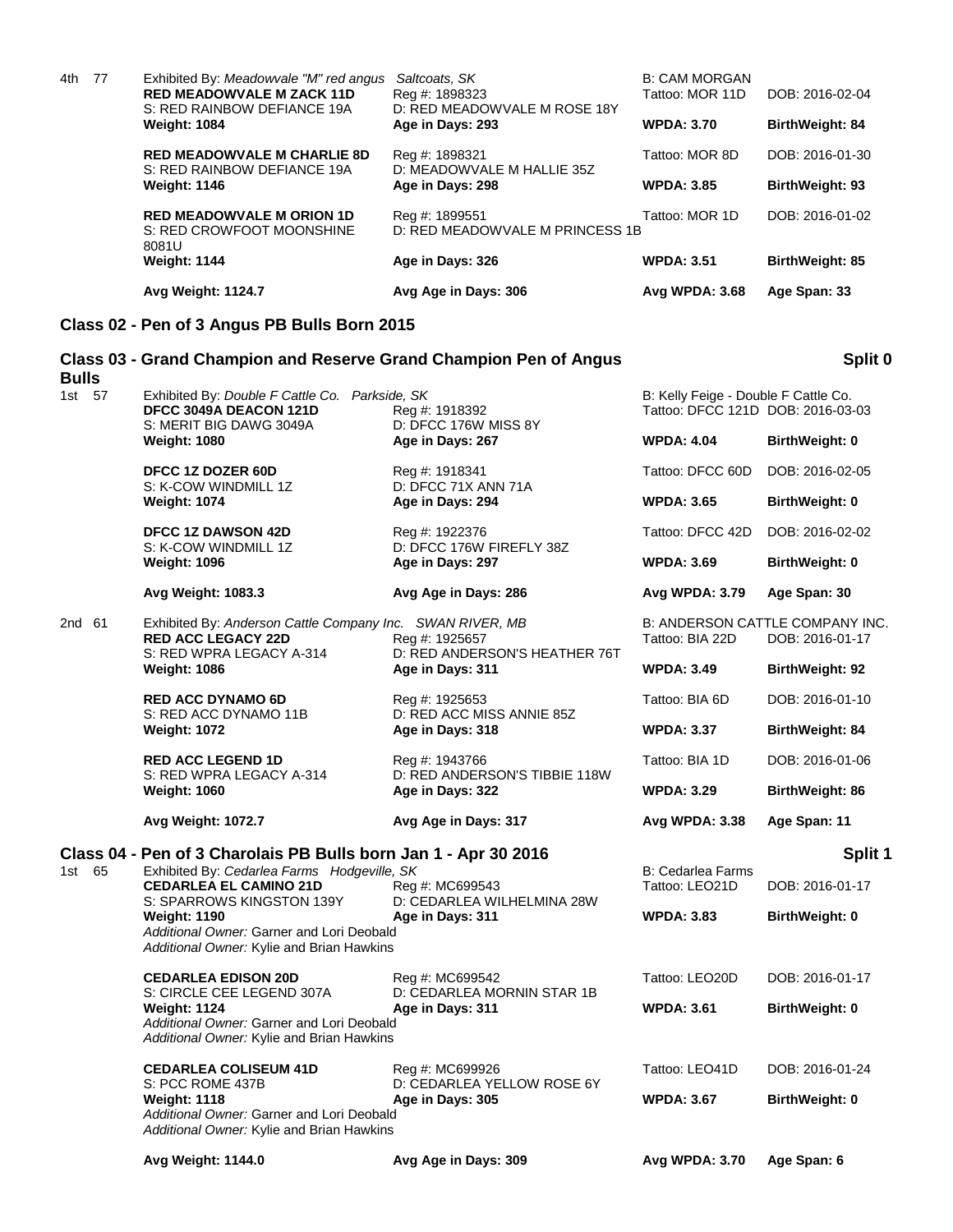| | | | | | |
|---|---|---|---|---|---|
| 4th | 77 | Exhibited By: *Meadowvale "M" red angus* *Saltcoats, SK* | | B: CAM MORGAN | |
| | | **RED MEADOWVALE M ZACK 11D** | Reg #: 1898323 | Tattoo: MOR 11D | DOB: 2016-02-04 |
| | | S: RED RAINBOW DEFIANCE 19A | D: RED MEADOWVALE M ROSE 18Y | | |
| | | **Weight: 1084** | **Age in Days: 293** | **WPDA: 3.70** | **BirthWeight: 84** |
| | | **RED MEADOWVALE M CHARLIE 8D** | Reg #: 1898321 | Tattoo: MOR 8D | DOB: 2016-01-30 |
| | | S: RED RAINBOW DEFIANCE 19A | D: MEADOWVALE M HALLIE 35Z | | |
| | | **Weight: 1146** | **Age in Days: 298** | **WPDA: 3.85** | **BirthWeight: 93** |
| | | **RED MEADOWVALE M ORION 1D** | Reg #: 1899551 | Tattoo: MOR 1D | DOB: 2016-01-02 |
| | | S: RED CROWFOOT MOONSHINE 8081U | D: RED MEADOWVALE M PRINCESS 1B | | |
| | | **Weight: 1144** | **Age in Days: 326** | **WPDA: 3.51** | **BirthWeight: 85** |
| | | **Avg Weight: 1124.7** | **Avg Age in Days: 306** | **Avg WPDA: 3.68** | **Age Span: 33** |

## Class 02 - Pen of 3 Angus PB Bulls Born 2015

## Class 03 - Grand Champion and Reserve Grand Champion Pen of Angus Bulls — Split 0

| | | | | | |
|---|---|---|---|---|---|
| 1st | 57 | Exhibited By: *Double F Cattle Co.* *Parkside, SK* | | B: Kelly Feige - Double F Cattle Co. | |
| | | **DFCC 3049A DEACON 121D** | Reg #: 1918392 | Tattoo: DFCC 121D | DOB: 2016-03-03 |
| | | S: MERIT BIG DAWG 3049A | D: DFCC 176W MISS 8Y | | |
| | | **Weight: 1080** | **Age in Days: 267** | **WPDA: 4.04** | **BirthWeight: 0** |
| | | **DFCC 1Z DOZER 60D** | Reg #: 1918341 | Tattoo: DFCC 60D | DOB: 2016-02-05 |
| | | S: K-COW WINDMILL 1Z | D: DFCC 71X ANN 71A | | |
| | | **Weight: 1074** | **Age in Days: 294** | **WPDA: 3.65** | **BirthWeight: 0** |
| | | **DFCC 1Z DAWSON 42D** | Reg #: 1922376 | Tattoo: DFCC 42D | DOB: 2016-02-02 |
| | | S: K-COW WINDMILL 1Z | D: DFCC 176W FIREFLY 38Z | | |
| | | **Weight: 1096** | **Age in Days: 297** | **WPDA: 3.69** | **BirthWeight: 0** |
| | | **Avg Weight: 1083.3** | **Avg Age in Days: 286** | **Avg WPDA: 3.79** | **Age Span: 30** |
| 2nd | 61 | Exhibited By: *Anderson Cattle Company Inc.* *SWAN RIVER, MB* | | B: ANDERSON CATTLE COMPANY INC. | |
| | | **RED ACC LEGACY 22D** | Reg #: 1925657 | Tattoo: BIA 22D | DOB: 2016-01-17 |
| | | S: RED WPRA LEGACY A-314 | D: RED ANDERSON'S HEATHER 76T | | |
| | | **Weight: 1086** | **Age in Days: 311** | **WPDA: 3.49** | **BirthWeight: 92** |
| | | **RED ACC DYNAMO 6D** | Reg #: 1925653 | Tattoo: BIA 6D | DOB: 2016-01-10 |
| | | S: RED ACC DYNAMO 11B | D: RED ACC MISS ANNIE 85Z | | |
| | | **Weight: 1072** | **Age in Days: 318** | **WPDA: 3.37** | **BirthWeight: 84** |
| | | **RED ACC LEGEND 1D** | Reg #: 1943766 | Tattoo: BIA 1D | DOB: 2016-01-06 |
| | | S: RED WPRA LEGACY A-314 | D: RED ANDERSON'S TIBBIE 118W | | |
| | | **Weight: 1060** | **Age in Days: 322** | **WPDA: 3.29** | **BirthWeight: 86** |
| | | **Avg Weight: 1072.7** | **Avg Age in Days: 317** | **Avg WPDA: 3.38** | **Age Span: 11** |

## Class 04 - Pen of 3 Charolais PB Bulls born Jan 1 - Apr 30 2016 — Split 1

| | | | | | |
|---|---|---|---|---|---|
| 1st | 65 | Exhibited By: *Cedarlea Farms* *Hodgeville, SK* | | B: Cedarlea Farms | |
| | | **CEDARLEA EL CAMINO 21D** | Reg #: MC699543 | Tattoo: LEO21D | DOB: 2016-01-17 |
| | | S: SPARROWS KINGSTON 139Y | D: CEDARLEA WILHELMINA 28W | | |
| | | **Weight: 1190** | **Age in Days: 311** | **WPDA: 3.83** | **BirthWeight: 0** |
| | | *Additional Owner:* Garner and Lori Deobald | | | |
| | | *Additional Owner:* Kylie and Brian Hawkins | | | |
| | | **CEDARLEA EDISON 20D** | Reg #: MC699542 | Tattoo: LEO20D | DOB: 2016-01-17 |
| | | S: CIRCLE CEE LEGEND 307A | D: CEDARLEA MORNIN STAR 1B | | |
| | | **Weight: 1124** | **Age in Days: 311** | **WPDA: 3.61** | **BirthWeight: 0** |
| | | *Additional Owner:* Garner and Lori Deobald | | | |
| | | *Additional Owner:* Kylie and Brian Hawkins | | | |
| | | **CEDARLEA COLISEUM 41D** | Reg #: MC699926 | Tattoo: LEO41D | DOB: 2016-01-24 |
| | | S: PCC ROME 437B | D: CEDARLEA YELLOW ROSE 6Y | | |
| | | **Weight: 1118** | **Age in Days: 305** | **WPDA: 3.67** | **BirthWeight: 0** |
| | | *Additional Owner:* Garner and Lori Deobald | | | |
| | | *Additional Owner:* Kylie and Brian Hawkins | | | |
| | | **Avg Weight: 1144.0** | **Avg Age in Days: 309** | **Avg WPDA: 3.70** | **Age Span: 6** |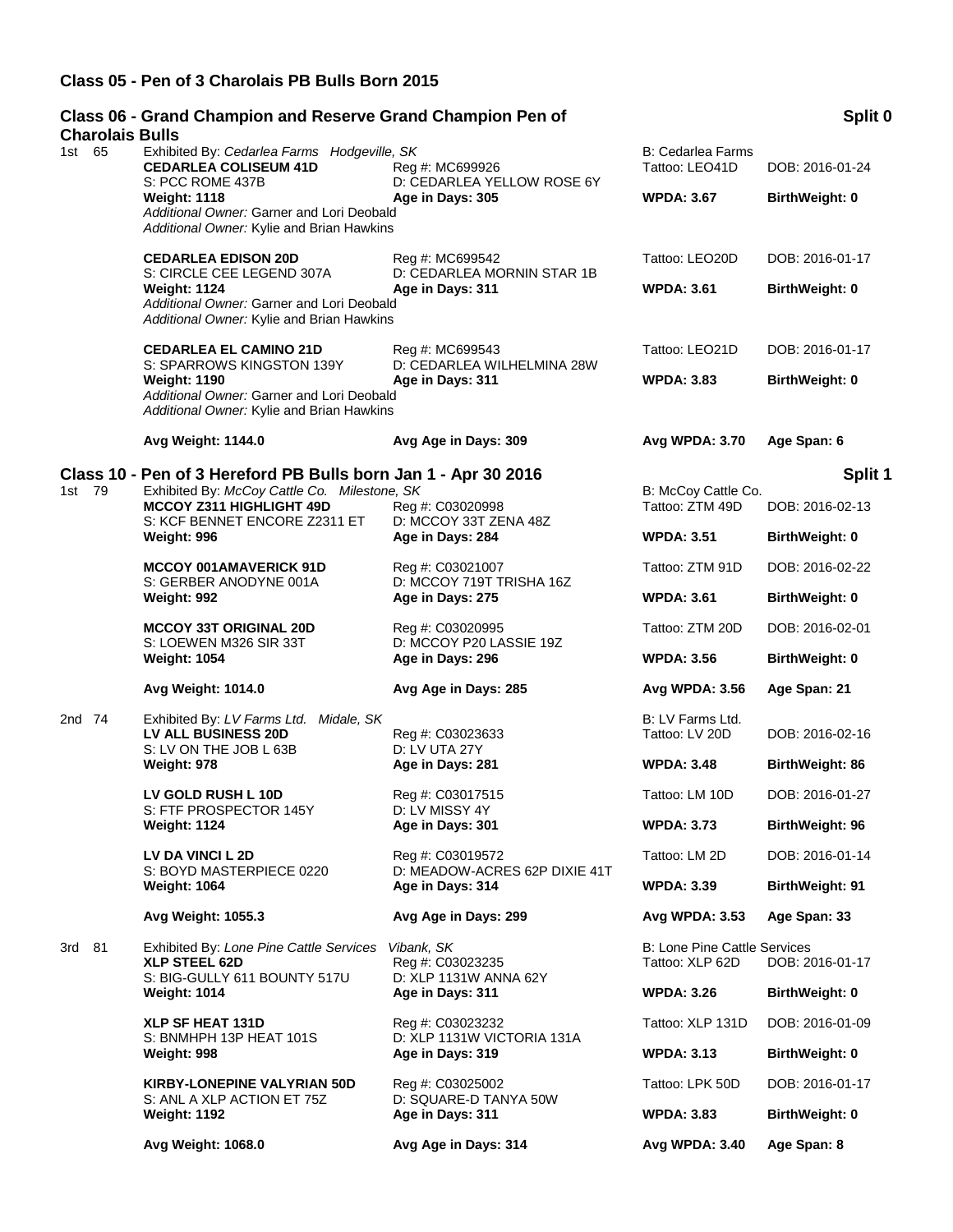## Class 05 - Pen of 3 Charolais PB Bulls Born 2015

## Class 06 - Grand Champion and Reserve Grand Champion Pen of Charolais Bulls

**Split 0**

**1st 65** — Exhibited By: *Cedarlea Farms Hodgeville, SK* — B: Cedarlea Farms

| Animal | Registration / Dam | Tattoo / WPDA | DOB / BirthWeight |
|---|---|---|---|
| **CEDARLEA COLISEUM 41D** | Reg #: MC699926 | Tattoo: LEO41D | DOB: 2016-01-24 |
| S: PCC ROME 437B | D: CEDARLEA YELLOW ROSE 6Y | | |
| **Weight: 1118** | **Age in Days: 305** | **WPDA: 3.67** | **BirthWeight: 0** |

*Additional Owner:* Garner and Lori Deobald
*Additional Owner:* Kylie and Brian Hawkins

| Animal | Registration / Dam | Tattoo / WPDA | DOB / BirthWeight |
|---|---|---|---|
| **CEDARLEA EDISON 20D** | Reg #: MC699542 | Tattoo: LEO20D | DOB: 2016-01-17 |
| S: CIRCLE CEE LEGEND 307A | D: CEDARLEA MORNIN STAR 1B | | |
| **Weight: 1124** | **Age in Days: 311** | **WPDA: 3.61** | **BirthWeight: 0** |

*Additional Owner:* Garner and Lori Deobald
*Additional Owner:* Kylie and Brian Hawkins

| Animal | Registration / Dam | Tattoo / WPDA | DOB / BirthWeight |
|---|---|---|---|
| **CEDARLEA EL CAMINO 21D** | Reg #: MC699543 | Tattoo: LEO21D | DOB: 2016-01-17 |
| S: SPARROWS KINGSTON 139Y | D: CEDARLEA WILHELMINA 28W | | |
| **Weight: 1190** | **Age in Days: 311** | **WPDA: 3.83** | **BirthWeight: 0** |

*Additional Owner:* Garner and Lori Deobald
*Additional Owner:* Kylie and Brian Hawkins

**Avg Weight: 1144.0** | **Avg Age in Days: 309** | **Avg WPDA: 3.70** | **Age Span: 6**

## Class 10 - Pen of 3 Hereford PB Bulls born Jan 1 - Apr 30 2016

**Split 1**

**1st 79** — Exhibited By: *McCoy Cattle Co. Milestone, SK* — B: McCoy Cattle Co.

| Animal | Registration / Dam | Tattoo / WPDA | DOB / BirthWeight |
|---|---|---|---|
| **MCCOY Z311 HIGHLIGHT 49D** | Reg #: C03020998 | Tattoo: ZTM 49D | DOB: 2016-02-13 |
| S: KCF BENNET ENCORE Z2311 ET | D: MCCOY 33T ZENA 48Z | | |
| **Weight: 996** | **Age in Days: 284** | **WPDA: 3.51** | **BirthWeight: 0** |
| **MCCOY 001AMAVERICK 91D** | Reg #: C03021007 | Tattoo: ZTM 91D | DOB: 2016-02-22 |
| S: GERBER ANODYNE 001A | D: MCCOY 719T TRISHA 16Z | | |
| **Weight: 992** | **Age in Days: 275** | **WPDA: 3.61** | **BirthWeight: 0** |
| **MCCOY 33T ORIGINAL 20D** | Reg #: C03020995 | Tattoo: ZTM 20D | DOB: 2016-02-01 |
| S: LOEWEN M326 SIR 33T | D: MCCOY P20 LASSIE 19Z | | |
| **Weight: 1054** | **Age in Days: 296** | **WPDA: 3.56** | **BirthWeight: 0** |
| **Avg Weight: 1014.0** | **Avg Age in Days: 285** | **Avg WPDA: 3.56** | **Age Span: 21** |

**2nd 74** — Exhibited By: *LV Farms Ltd. Midale, SK* — B: LV Farms Ltd.

| Animal | Registration / Dam | Tattoo / WPDA | DOB / BirthWeight |
|---|---|---|---|
| **LV ALL BUSINESS 20D** | Reg #: C03023633 | Tattoo: LV 20D | DOB: 2016-02-16 |
| S: LV ON THE JOB L 63B | D: LV UTA 27Y | | |
| **Weight: 978** | **Age in Days: 281** | **WPDA: 3.48** | **BirthWeight: 86** |
| **LV GOLD RUSH L 10D** | Reg #: C03017515 | Tattoo: LM 10D | DOB: 2016-01-27 |
| S: FTF PROSPECTOR 145Y | D: LV MISSY 4Y | | |
| **Weight: 1124** | **Age in Days: 301** | **WPDA: 3.73** | **BirthWeight: 96** |
| **LV DA VINCI L 2D** | Reg #: C03019572 | Tattoo: LM 2D | DOB: 2016-01-14 |
| S: BOYD MASTERPIECE 0220 | D: MEADOW-ACRES 62P DIXIE 41T | | |
| **Weight: 1064** | **Age in Days: 314** | **WPDA: 3.39** | **BirthWeight: 91** |
| **Avg Weight: 1055.3** | **Avg Age in Days: 299** | **Avg WPDA: 3.53** | **Age Span: 33** |

**3rd 81** — Exhibited By: *Lone Pine Cattle Services Vibank, SK* — B: Lone Pine Cattle Services

| Animal | Registration / Dam | Tattoo / WPDA | DOB / BirthWeight |
|---|---|---|---|
| **XLP STEEL 62D** | Reg #: C03023235 | Tattoo: XLP 62D | DOB: 2016-01-17 |
| S: BIG-GULLY 611 BOUNTY 517U | D: XLP 1131W ANNA 62Y | | |
| **Weight: 1014** | **Age in Days: 311** | **WPDA: 3.26** | **BirthWeight: 0** |
| **XLP SF HEAT 131D** | Reg #: C03023232 | Tattoo: XLP 131D | DOB: 2016-01-09 |
| S: BNMHPH 13P HEAT 101S | D: XLP 1131W VICTORIA 131A | | |
| **Weight: 998** | **Age in Days: 319** | **WPDA: 3.13** | **BirthWeight: 0** |
| **KIRBY-LONEPINE VALYRIAN 50D** | Reg #: C03025002 | Tattoo: LPK 50D | DOB: 2016-01-17 |
| S: ANL A XLP ACTION ET 75Z | D: SQUARE-D TANYA 50W | | |
| **Weight: 1192** | **Age in Days: 311** | **WPDA: 3.83** | **BirthWeight: 0** |
| **Avg Weight: 1068.0** | **Avg Age in Days: 314** | **Avg WPDA: 3.40** | **Age Span: 8** |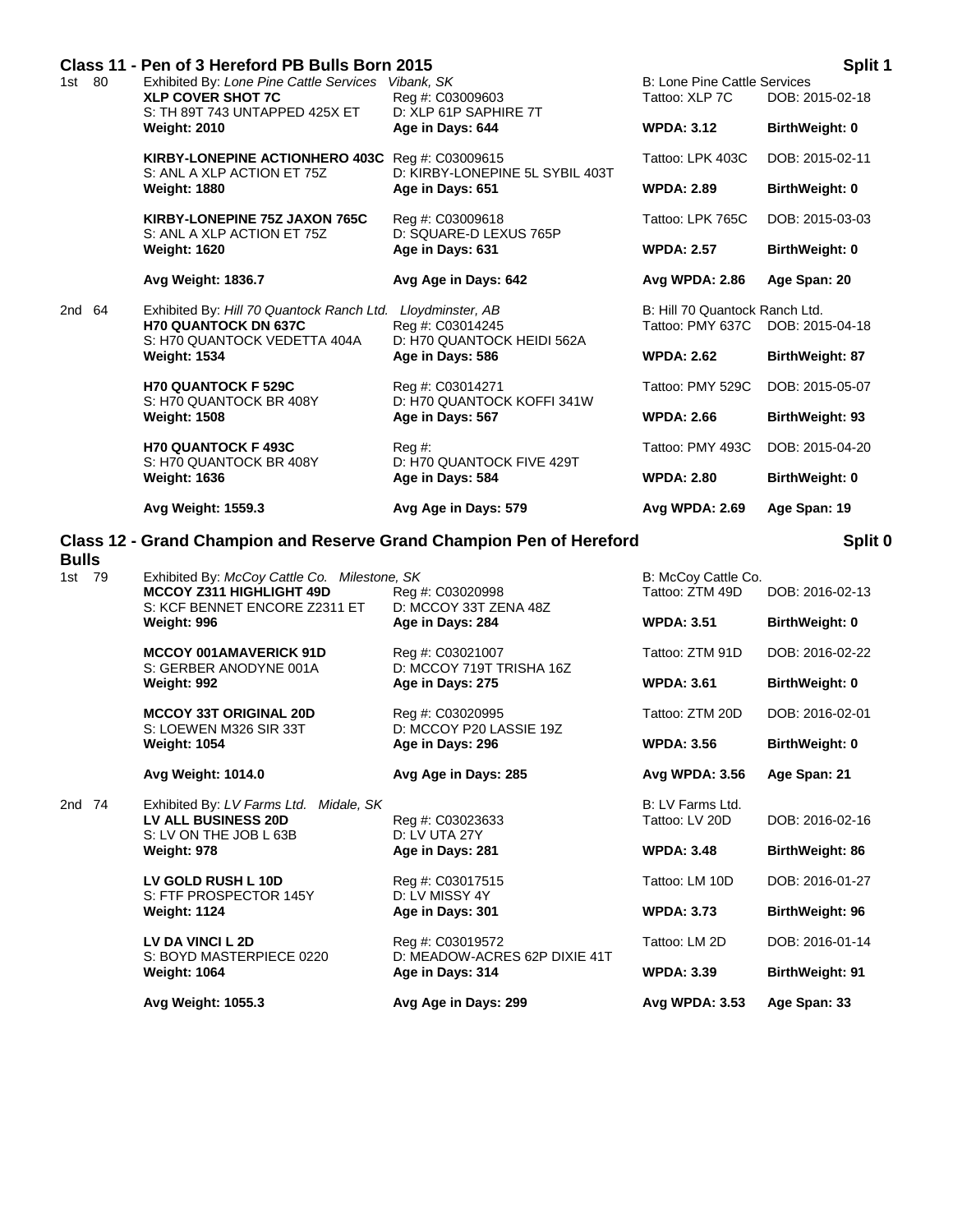## Class 11 - Pen of 3 Hereford PB Bulls Born 2015

**Split 1**

1st 80 — Exhibited By: *Lone Pine Cattle Services Vibank, SK* — B: Lone Pine Cattle Services

| Animal | Registration / Dam | Tattoo / WPDA | DOB / BirthWeight |
|---|---|---|---|
| **XLP COVER SHOT 7C** | Reg #: C03009603 | Tattoo: XLP 7C | DOB: 2015-02-18 |
| S: TH 89T 743 UNTAPPED 425X ET | D: XLP 61P SAPHIRE 7T | | |
| **Weight: 2010** | **Age in Days: 644** | **WPDA: 3.12** | **BirthWeight: 0** |
| **KIRBY-LONEPINE ACTIONHERO 403C** | Reg #: C03009615 | Tattoo: LPK 403C | DOB: 2015-02-11 |
| S: ANL A XLP ACTION ET 75Z | D: KIRBY-LONEPINE 5L SYBIL 403T | | |
| **Weight: 1880** | **Age in Days: 651** | **WPDA: 2.89** | **BirthWeight: 0** |
| **KIRBY-LONEPINE 75Z JAXON 765C** | Reg #: C03009618 | Tattoo: LPK 765C | DOB: 2015-03-03 |
| S: ANL A XLP ACTION ET 75Z | D: SQUARE-D LEXUS 765P | | |
| **Weight: 1620** | **Age in Days: 631** | **WPDA: 2.57** | **BirthWeight: 0** |
| **Avg Weight: 1836.7** | **Avg Age in Days: 642** | **Avg WPDA: 2.86** | **Age Span: 20** |

2nd 64 — Exhibited By: *Hill 70 Quantock Ranch Ltd. Lloydminster, AB* — B: Hill 70 Quantock Ranch Ltd.

| Animal | Registration / Dam | Tattoo / WPDA | DOB / BirthWeight |
|---|---|---|---|
| **H70 QUANTOCK DN 637C** | Reg #: C03014245 | Tattoo: PMY 637C | DOB: 2015-04-18 |
| S: H70 QUANTOCK VEDETTA 404A | D: H70 QUANTOCK HEIDI 562A | | |
| **Weight: 1534** | **Age in Days: 586** | **WPDA: 2.62** | **BirthWeight: 87** |
| **H70 QUANTOCK F 529C** | Reg #: C03014271 | Tattoo: PMY 529C | DOB: 2015-05-07 |
| S: H70 QUANTOCK BR 408Y | D: H70 QUANTOCK KOFFI 341W | | |
| **Weight: 1508** | **Age in Days: 567** | **WPDA: 2.66** | **BirthWeight: 93** |
| **H70 QUANTOCK F 493C** | Reg #: | Tattoo: PMY 493C | DOB: 2015-04-20 |
| S: H70 QUANTOCK BR 408Y | D: H70 QUANTOCK FIVE 429T | | |
| **Weight: 1636** | **Age in Days: 584** | **WPDA: 2.80** | **BirthWeight: 0** |
| **Avg Weight: 1559.3** | **Avg Age in Days: 579** | **Avg WPDA: 2.69** | **Age Span: 19** |

## Class 12 - Grand Champion and Reserve Grand Champion Pen of Hereford Bulls

**Split 0**

1st 79 — Exhibited By: *McCoy Cattle Co. Milestone, SK* — B: McCoy Cattle Co.

| Animal | Registration / Dam | Tattoo / WPDA | DOB / BirthWeight |
|---|---|---|---|
| **MCCOY Z311 HIGHLIGHT 49D** | Reg #: C03020998 | Tattoo: ZTM 49D | DOB: 2016-02-13 |
| S: KCF BENNET ENCORE Z2311 ET | D: MCCOY 33T ZENA 48Z | | |
| **Weight: 996** | **Age in Days: 284** | **WPDA: 3.51** | **BirthWeight: 0** |
| **MCCOY 001AMAVERICK 91D** | Reg #: C03021007 | Tattoo: ZTM 91D | DOB: 2016-02-22 |
| S: GERBER ANODYNE 001A | D: MCCOY 719T TRISHA 16Z | | |
| **Weight: 992** | **Age in Days: 275** | **WPDA: 3.61** | **BirthWeight: 0** |
| **MCCOY 33T ORIGINAL 20D** | Reg #: C03020995 | Tattoo: ZTM 20D | DOB: 2016-02-01 |
| S: LOEWEN M326 SIR 33T | D: MCCOY P20 LASSIE 19Z | | |
| **Weight: 1054** | **Age in Days: 296** | **WPDA: 3.56** | **BirthWeight: 0** |
| **Avg Weight: 1014.0** | **Avg Age in Days: 285** | **Avg WPDA: 3.56** | **Age Span: 21** |

2nd 74 — Exhibited By: *LV Farms Ltd. Midale, SK* — B: LV Farms Ltd.

| Animal | Registration / Dam | Tattoo / WPDA | DOB / BirthWeight |
|---|---|---|---|
| **LV ALL BUSINESS 20D** | Reg #: C03023633 | Tattoo: LV 20D | DOB: 2016-02-16 |
| S: LV ON THE JOB L 63B | D: LV UTA 27Y | | |
| **Weight: 978** | **Age in Days: 281** | **WPDA: 3.48** | **BirthWeight: 86** |
| **LV GOLD RUSH L 10D** | Reg #: C03017515 | Tattoo: LM 10D | DOB: 2016-01-27 |
| S: FTF PROSPECTOR 145Y | D: LV MISSY 4Y | | |
| **Weight: 1124** | **Age in Days: 301** | **WPDA: 3.73** | **BirthWeight: 96** |
| **LV DA VINCI L 2D** | Reg #: C03019572 | Tattoo: LM 2D | DOB: 2016-01-14 |
| S: BOYD MASTERPIECE 0220 | D: MEADOW-ACRES 62P DIXIE 41T | | |
| **Weight: 1064** | **Age in Days: 314** | **WPDA: 3.39** | **BirthWeight: 91** |
| **Avg Weight: 1055.3** | **Avg Age in Days: 299** | **Avg WPDA: 3.53** | **Age Span: 33** |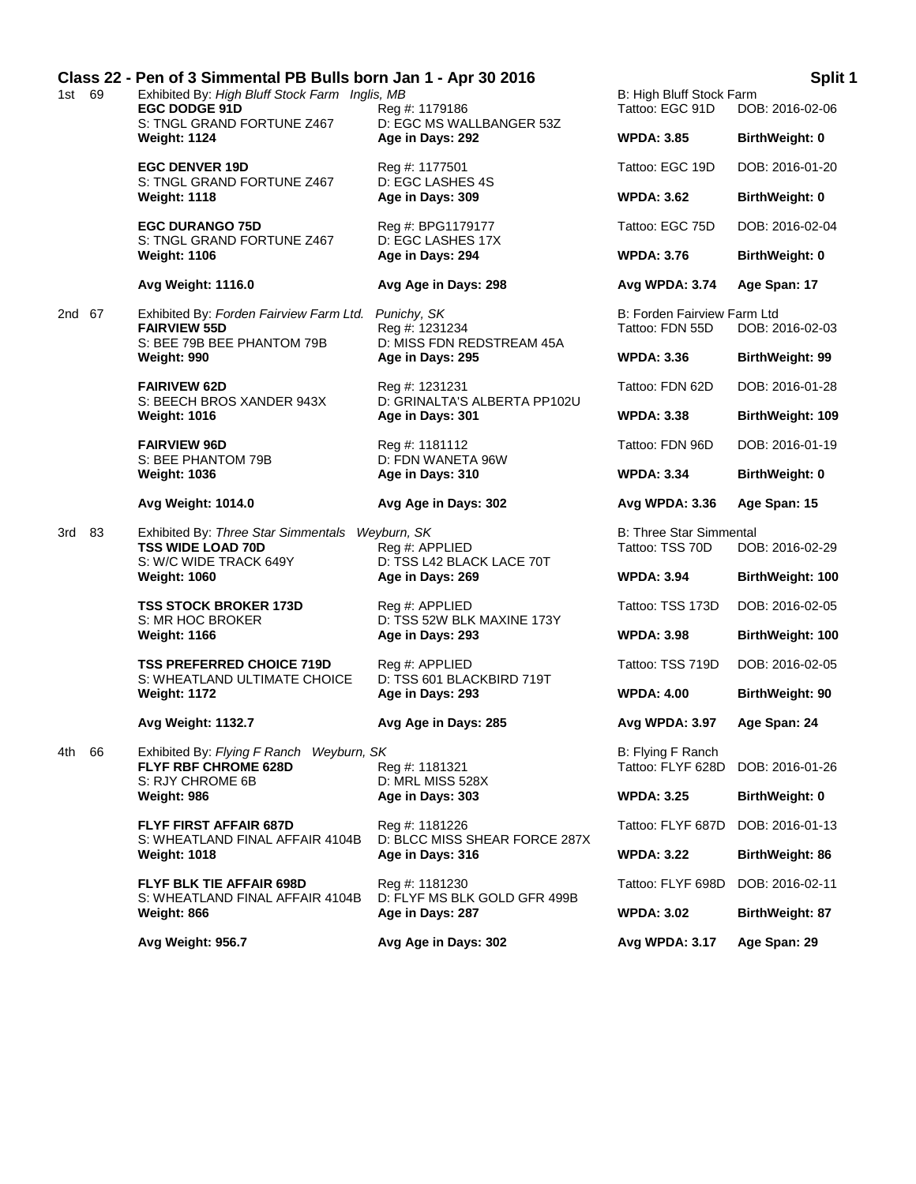## Class 22 - Pen of 3 Simmental PB Bulls born Jan 1 - Apr 30 2016 — Split 1

**1st 69** — Exhibited By: *High Bluff Stock Farm Inglis, MB* — B: High Bluff Stock Farm

| Name / Sire | Reg # / Dam | Tattoo / WPDA | DOB / BirthWeight |
|---|---|---|---|
| **EGC DODGE 91D** | Reg #: 1179186 | Tattoo: EGC 91D | DOB: 2016-02-06 |
| S: TNGL GRAND FORTUNE Z467 | D: EGC MS WALLBANGER 53Z | | |
| **Weight: 1124** | **Age in Days: 292** | **WPDA: 3.85** | **BirthWeight: 0** |
| **EGC DENVER 19D** | Reg #: 1177501 | Tattoo: EGC 19D | DOB: 2016-01-20 |
| S: TNGL GRAND FORTUNE Z467 | D: EGC LASHES 4S | | |
| **Weight: 1118** | **Age in Days: 309** | **WPDA: 3.62** | **BirthWeight: 0** |
| **EGC DURANGO 75D** | Reg #: BPG1179177 | Tattoo: EGC 75D | DOB: 2016-02-04 |
| S: TNGL GRAND FORTUNE Z467 | D: EGC LASHES 17X | | |
| **Weight: 1106** | **Age in Days: 294** | **WPDA: 3.76** | **BirthWeight: 0** |
| **Avg Weight: 1116.0** | **Avg Age in Days: 298** | **Avg WPDA: 3.74** | **Age Span: 17** |

**2nd 67** — Exhibited By: *Forden Fairview Farm Ltd. Punichy, SK* — B: Forden Fairview Farm Ltd

| Name / Sire | Reg # / Dam | Tattoo / WPDA | DOB / BirthWeight |
|---|---|---|---|
| **FAIRVIEW 55D** | Reg #: 1231234 | Tattoo: FDN 55D | DOB: 2016-02-03 |
| S: BEE 79B BEE PHANTOM 79B | D: MISS FDN REDSTREAM 45A | | |
| **Weight: 990** | **Age in Days: 295** | **WPDA: 3.36** | **BirthWeight: 99** |
| **FAIRIVEW 62D** | Reg #: 1231231 | Tattoo: FDN 62D | DOB: 2016-01-28 |
| S: BEECH BROS XANDER 943X | D: GRINALTA'S ALBERTA PP102U | | |
| **Weight: 1016** | **Age in Days: 301** | **WPDA: 3.38** | **BirthWeight: 109** |
| **FAIRVIEW 96D** | Reg #: 1181112 | Tattoo: FDN 96D | DOB: 2016-01-19 |
| S: BEE PHANTOM 79B | D: FDN WANETA 96W | | |
| **Weight: 1036** | **Age in Days: 310** | **WPDA: 3.34** | **BirthWeight: 0** |
| **Avg Weight: 1014.0** | **Avg Age in Days: 302** | **Avg WPDA: 3.36** | **Age Span: 15** |

**3rd 83** — Exhibited By: *Three Star Simmentals Weyburn, SK* — B: Three Star Simmental

| Name / Sire | Reg # / Dam | Tattoo / WPDA | DOB / BirthWeight |
|---|---|---|---|
| **TSS WIDE LOAD 70D** | Reg #: APPLIED | Tattoo: TSS 70D | DOB: 2016-02-29 |
| S: W/C WIDE TRACK 649Y | D: TSS L42 BLACK LACE 70T | | |
| **Weight: 1060** | **Age in Days: 269** | **WPDA: 3.94** | **BirthWeight: 100** |
| **TSS STOCK BROKER 173D** | Reg #: APPLIED | Tattoo: TSS 173D | DOB: 2016-02-05 |
| S: MR HOC BROKER | D: TSS 52W BLK MAXINE 173Y | | |
| **Weight: 1166** | **Age in Days: 293** | **WPDA: 3.98** | **BirthWeight: 100** |
| **TSS PREFERRED CHOICE 719D** | Reg #: APPLIED | Tattoo: TSS 719D | DOB: 2016-02-05 |
| S: WHEATLAND ULTIMATE CHOICE | D: TSS 601 BLACKBIRD 719T | | |
| **Weight: 1172** | **Age in Days: 293** | **WPDA: 4.00** | **BirthWeight: 90** |
| **Avg Weight: 1132.7** | **Avg Age in Days: 285** | **Avg WPDA: 3.97** | **Age Span: 24** |

**4th 66** — Exhibited By: *Flying F Ranch Weyburn, SK* — B: Flying F Ranch

| Name / Sire | Reg # / Dam | Tattoo / WPDA | DOB / BirthWeight |
|---|---|---|---|
| **FLYF RBF CHROME 628D** | Reg #: 1181321 | Tattoo: FLYF 628D | DOB: 2016-01-26 |
| S: RJY CHROME 6B | D: MRL MISS 528X | | |
| **Weight: 986** | **Age in Days: 303** | **WPDA: 3.25** | **BirthWeight: 0** |
| **FLYF FIRST AFFAIR 687D** | Reg #: 1181226 | Tattoo: FLYF 687D | DOB: 2016-01-13 |
| S: WHEATLAND FINAL AFFAIR 4104B | D: BLCC MISS SHEAR FORCE 287X | | |
| **Weight: 1018** | **Age in Days: 316** | **WPDA: 3.22** | **BirthWeight: 86** |
| **FLYF BLK TIE AFFAIR 698D** | Reg #: 1181230 | Tattoo: FLYF 698D | DOB: 2016-02-11 |
| S: WHEATLAND FINAL AFFAIR 4104B | D: FLYF MS BLK GOLD GFR 499B | | |
| **Weight: 866** | **Age in Days: 287** | **WPDA: 3.02** | **BirthWeight: 87** |
| **Avg Weight: 956.7** | **Avg Age in Days: 302** | **Avg WPDA: 3.17** | **Age Span: 29** |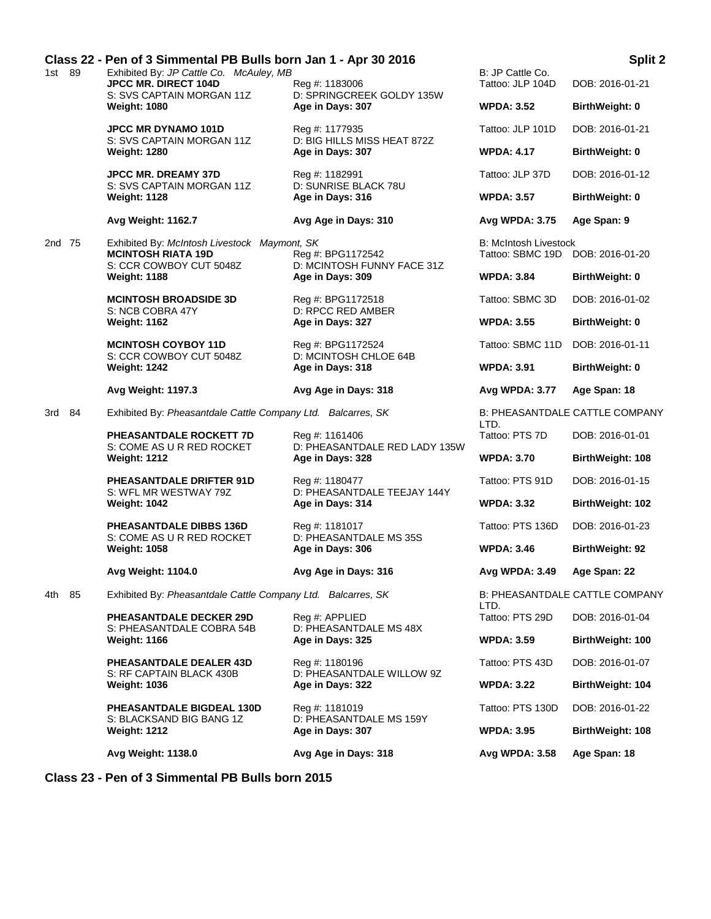## Class 22 - Pen of 3 Simmental PB Bulls born Jan 1 - Apr 30 2016

**Split 2**

1st 89 — Exhibited By: *JP Cattle Co. McAuley, MB* — B: JP Cattle Co.

| Name | Reg # | Tattoo | DOB |
|---|---|---|---|
| **JPCC MR. DIRECT 104D** | Reg #: 1183006 | Tattoo: JLP 104D | DOB: 2016-01-21 |
| S: SVS CAPTAIN MORGAN 11Z | D: SPRINGCREEK GOLDY 135W | | |
| **Weight: 1080** | **Age in Days: 307** | **WPDA: 3.52** | **BirthWeight: 0** |
| **JPCC MR DYNAMO 101D** | Reg #: 1177935 | Tattoo: JLP 101D | DOB: 2016-01-21 |
| S: SVS CAPTAIN MORGAN 11Z | D: BIG HILLS MISS HEAT 872Z | | |
| **Weight: 1280** | **Age in Days: 307** | **WPDA: 4.17** | **BirthWeight: 0** |
| **JPCC MR. DREAMY 37D** | Reg #: 1182991 | Tattoo: JLP 37D | DOB: 2016-01-12 |
| S: SVS CAPTAIN MORGAN 11Z | D: SUNRISE BLACK 78U | | |
| **Weight: 1128** | **Age in Days: 316** | **WPDA: 3.57** | **BirthWeight: 0** |
| **Avg Weight: 1162.7** | **Avg Age in Days: 310** | **Avg WPDA: 3.75** | **Age Span: 9** |

2nd 75 — Exhibited By: *McIntosh Livestock Maymont, SK* — B: McIntosh Livestock

| Name | Reg # | Tattoo | DOB |
|---|---|---|---|
| **MCINTOSH RIATA 19D** | Reg #: BPG1172542 | Tattoo: SBMC 19D | DOB: 2016-01-20 |
| S: CCR COWBOY CUT 5048Z | D: MCINTOSH FUNNY FACE 31Z | | |
| **Weight: 1188** | **Age in Days: 309** | **WPDA: 3.84** | **BirthWeight: 0** |
| **MCINTOSH BROADSIDE 3D** | Reg #: BPG1172518 | Tattoo: SBMC 3D | DOB: 2016-01-02 |
| S: NCB COBRA 47Y | D: RPCC RED AMBER | | |
| **Weight: 1162** | **Age in Days: 327** | **WPDA: 3.55** | **BirthWeight: 0** |
| **MCINTOSH COYBOY 11D** | Reg #: BPG1172524 | Tattoo: SBMC 11D | DOB: 2016-01-11 |
| S: CCR COWBOY CUT 5048Z | D: MCINTOSH CHLOE 64B | | |
| **Weight: 1242** | **Age in Days: 318** | **WPDA: 3.91** | **BirthWeight: 0** |
| **Avg Weight: 1197.3** | **Avg Age in Days: 318** | **Avg WPDA: 3.77** | **Age Span: 18** |

3rd 84 — Exhibited By: *Pheasantdale Cattle Company Ltd. Balcarres, SK* — B: PHEASANTDALE CATTLE COMPANY LTD.

| Name | Reg # | Tattoo | DOB |
|---|---|---|---|
| **PHEASANTDALE ROCKETT 7D** | Reg #: 1161406 | Tattoo: PTS 7D | DOB: 2016-01-01 |
| S: COME AS U R RED ROCKET | D: PHEASANTDALE RED LADY 135W | | |
| **Weight: 1212** | **Age in Days: 328** | **WPDA: 3.70** | **BirthWeight: 108** |
| **PHEASANTDALE DRIFTER 91D** | Reg #: 1180477 | Tattoo: PTS 91D | DOB: 2016-01-15 |
| S: WFL MR WESTWAY 79Z | D: PHEASANTDALE TEEJAY 144Y | | |
| **Weight: 1042** | **Age in Days: 314** | **WPDA: 3.32** | **BirthWeight: 102** |
| **PHEASANTDALE DIBBS 136D** | Reg #: 1181017 | Tattoo: PTS 136D | DOB: 2016-01-23 |
| S: COME AS U R RED ROCKET | D: PHEASANTDALE MS 35S | | |
| **Weight: 1058** | **Age in Days: 306** | **WPDA: 3.46** | **BirthWeight: 92** |
| **Avg Weight: 1104.0** | **Avg Age in Days: 316** | **Avg WPDA: 3.49** | **Age Span: 22** |

4th 85 — Exhibited By: *Pheasantdale Cattle Company Ltd. Balcarres, SK* — B: PHEASANTDALE CATTLE COMPANY LTD.

| Name | Reg # | Tattoo | DOB |
|---|---|---|---|
| **PHEASANTDALE DECKER 29D** | Reg #: APPLIED | Tattoo: PTS 29D | DOB: 2016-01-04 |
| S: PHEASANTDALE COBRA 54B | D: PHEASANTDALE MS 48X | | |
| **Weight: 1166** | **Age in Days: 325** | **WPDA: 3.59** | **BirthWeight: 100** |
| **PHEASANTDALE DEALER 43D** | Reg #: 1180196 | Tattoo: PTS 43D | DOB: 2016-01-07 |
| S: RF CAPTAIN BLACK 430B | D: PHEASANTDALE WILLOW 9Z | | |
| **Weight: 1036** | **Age in Days: 322** | **WPDA: 3.22** | **BirthWeight: 104** |
| **PHEASANTDALE BIGDEAL 130D** | Reg #: 1181019 | Tattoo: PTS 130D | DOB: 2016-01-22 |
| S: BLACKSAND BIG BANG 1Z | D: PHEASANTDALE MS 159Y | | |
| **Weight: 1212** | **Age in Days: 307** | **WPDA: 3.95** | **BirthWeight: 108** |
| **Avg Weight: 1138.0** | **Avg Age in Days: 318** | **Avg WPDA: 3.58** | **Age Span: 18** |

## Class 23 - Pen of 3 Simmental PB Bulls born 2015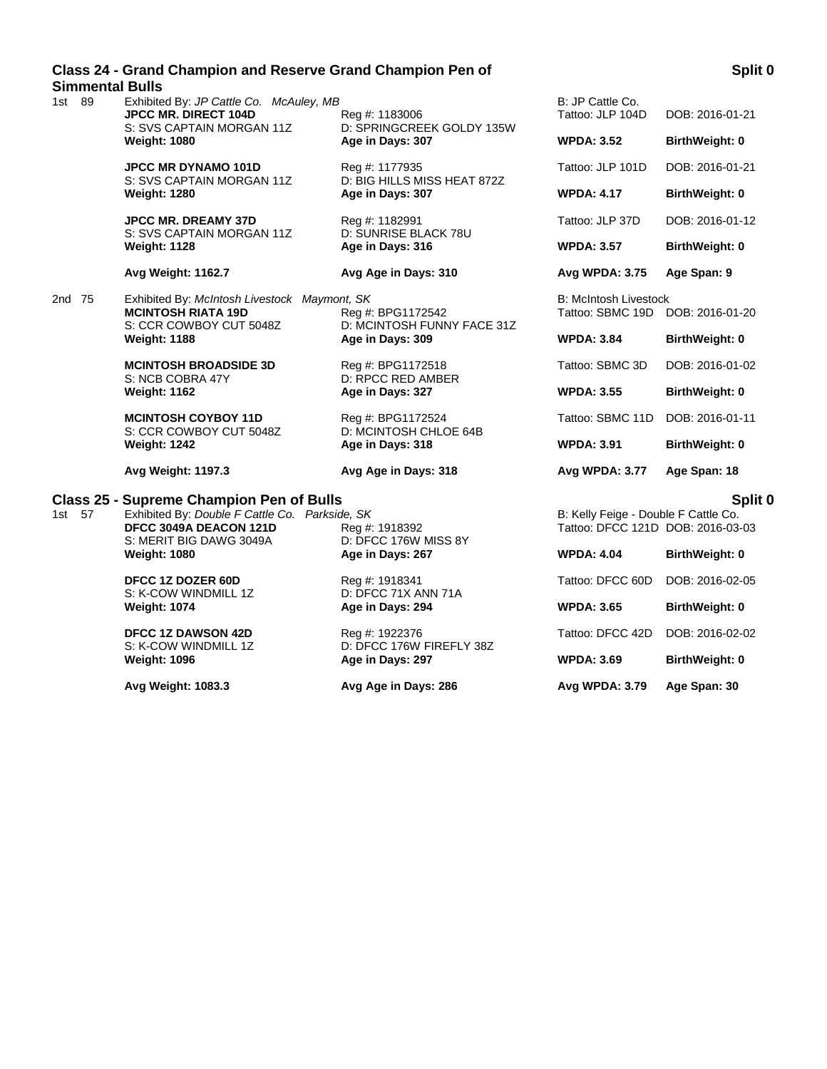## Class 24 - Grand Champion and Reserve Grand Champion Pen of Simmental Bulls

**Split 0**

1st 89 Exhibited By: *JP Cattle Co. McAuley, MB* — B: JP Cattle Co.

| | | | |
|---|---|---|---|
| **JPCC MR. DIRECT 104D** | Reg #: 1183006 | Tattoo: JLP 104D | DOB: 2016-01-21 |
| S: SVS CAPTAIN MORGAN 11Z | D: SPRINGCREEK GOLDY 135W | | |
| **Weight: 1080** | **Age in Days: 307** | **WPDA: 3.52** | **BirthWeight: 0** |
| **JPCC MR DYNAMO 101D** | Reg #: 1177935 | Tattoo: JLP 101D | DOB: 2016-01-21 |
| S: SVS CAPTAIN MORGAN 11Z | D: BIG HILLS MISS HEAT 872Z | | |
| **Weight: 1280** | **Age in Days: 307** | **WPDA: 4.17** | **BirthWeight: 0** |
| **JPCC MR. DREAMY 37D** | Reg #: 1182991 | Tattoo: JLP 37D | DOB: 2016-01-12 |
| S: SVS CAPTAIN MORGAN 11Z | D: SUNRISE BLACK 78U | | |
| **Weight: 1128** | **Age in Days: 316** | **WPDA: 3.57** | **BirthWeight: 0** |
| **Avg Weight: 1162.7** | **Avg Age in Days: 310** | **Avg WPDA: 3.75** | **Age Span: 9** |

2nd 75 Exhibited By: *McIntosh Livestock Maymont, SK* — B: McIntosh Livestock

| | | | |
|---|---|---|---|
| **MCINTOSH RIATA 19D** | Reg #: BPG1172542 | Tattoo: SBMC 19D | DOB: 2016-01-20 |
| S: CCR COWBOY CUT 5048Z | D: MCINTOSH FUNNY FACE 31Z | | |
| **Weight: 1188** | **Age in Days: 309** | **WPDA: 3.84** | **BirthWeight: 0** |
| **MCINTOSH BROADSIDE 3D** | Reg #: BPG1172518 | Tattoo: SBMC 3D | DOB: 2016-01-02 |
| S: NCB COBRA 47Y | D: RPCC RED AMBER | | |
| **Weight: 1162** | **Age in Days: 327** | **WPDA: 3.55** | **BirthWeight: 0** |
| **MCINTOSH COYBOY 11D** | Reg #: BPG1172524 | Tattoo: SBMC 11D | DOB: 2016-01-11 |
| S: CCR COWBOY CUT 5048Z | D: MCINTOSH CHLOE 64B | | |
| **Weight: 1242** | **Age in Days: 318** | **WPDA: 3.91** | **BirthWeight: 0** |
| **Avg Weight: 1197.3** | **Avg Age in Days: 318** | **Avg WPDA: 3.77** | **Age Span: 18** |

## Class 25 - Supreme Champion Pen of Bulls

**Split 0**

1st 57 Exhibited By: *Double F Cattle Co. Parkside, SK* — B: Kelly Feige - Double F Cattle Co.

| | | | |
|---|---|---|---|
| **DFCC 3049A DEACON 121D** | Reg #: 1918392 | Tattoo: DFCC 121D | DOB: 2016-03-03 |
| S: MERIT BIG DAWG 3049A | D: DFCC 176W MISS 8Y | | |
| **Weight: 1080** | **Age in Days: 267** | **WPDA: 4.04** | **BirthWeight: 0** |
| **DFCC 1Z DOZER 60D** | Reg #: 1918341 | Tattoo: DFCC 60D | DOB: 2016-02-05 |
| S: K-COW WINDMILL 1Z | D: DFCC 71X ANN 71A | | |
| **Weight: 1074** | **Age in Days: 294** | **WPDA: 3.65** | **BirthWeight: 0** |
| **DFCC 1Z DAWSON 42D** | Reg #: 1922376 | Tattoo: DFCC 42D | DOB: 2016-02-02 |
| S: K-COW WINDMILL 1Z | D: DFCC 176W FIREFLY 38Z | | |
| **Weight: 1096** | **Age in Days: 297** | **WPDA: 3.69** | **BirthWeight: 0** |
| **Avg Weight: 1083.3** | **Avg Age in Days: 286** | **Avg WPDA: 3.79** | **Age Span: 30** |